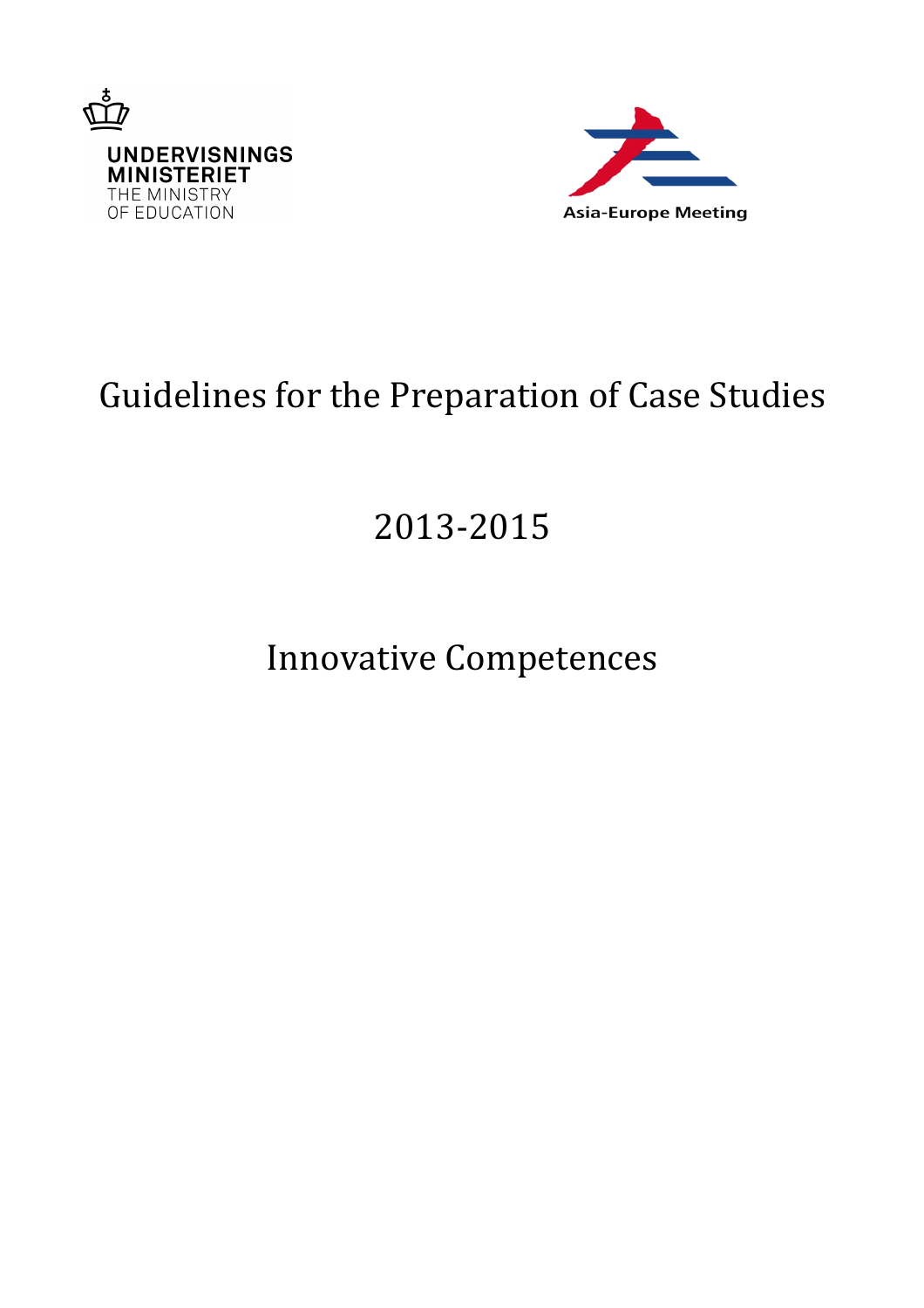UNDERVISNINGS
MINISTERIET
THE MINISTRY
OF EDUCATION

Asia-Europe Meeting

# Guidelines for the Preparation of Case Studies

# 2013-2015

# Innovative Competences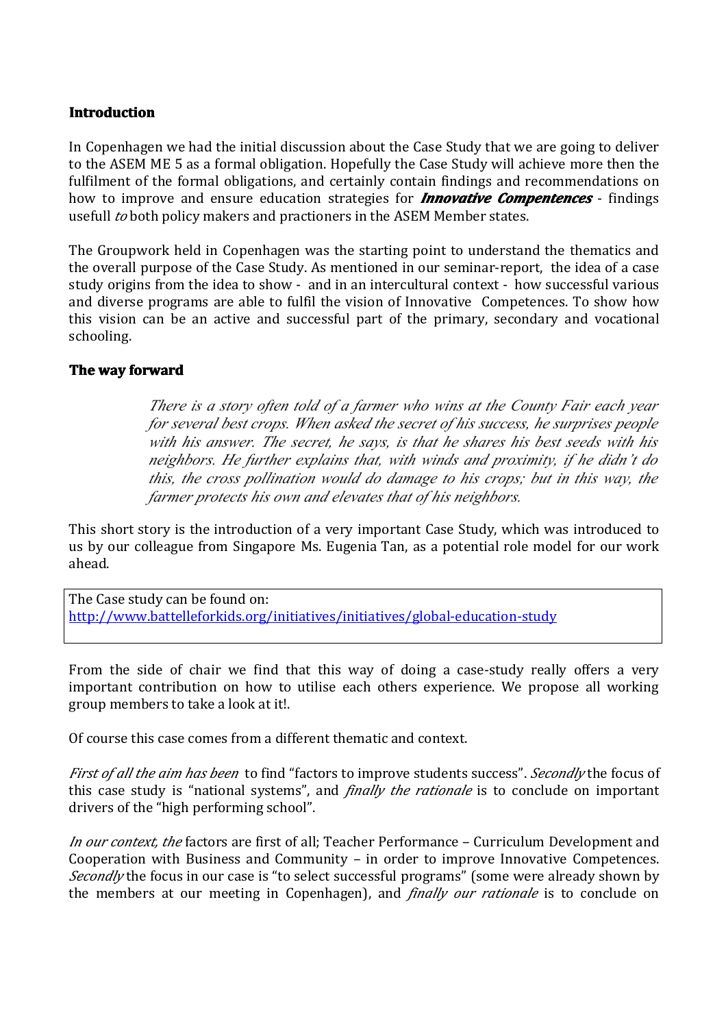## Introduction

In Copenhagen we had the initial discussion about the Case Study that we are going to deliver to the ASEM ME 5 as a formal obligation. Hopefully the Case Study will achieve more then the fulfilment of the formal obligations, and certainly contain findings and recommendations on how to improve and ensure education strategies for ***Innovative Compentences*** - findings usefull *to* both policy makers and practioners in the ASEM Member states.

The Groupwork held in Copenhagen was the starting point to understand the thematics and the overall purpose of the Case Study. As mentioned in our seminar-report, the idea of a case study origins from the idea to show - and in an intercultural context - how successful various and diverse programs are able to fulfil the vision of Innovative Competences. To show how this vision can be an active and successful part of the primary, secondary and vocational schooling.

## The way forward

> *There is a story often told of a farmer who wins at the County Fair each year for several best crops. When asked the secret of his success, he surprises people with his answer. The secret, he says, is that he shares his best seeds with his neighbors. He further explains that, with winds and proximity, if he didn't do this, the cross pollination would do damage to his crops; but in this way, the farmer protects his own and elevates that of his neighbors.*

This short story is the introduction of a very important Case Study, which was introduced to us by our colleague from Singapore Ms. Eugenia Tan, as a potential role model for our work ahead.

| The Case study can be found on: http://www.battelleforkids.org/initiatives/initiatives/global-education-study |
|---|

From the side of chair we find that this way of doing a case-study really offers a very important contribution on how to utilise each others experience. We propose all working group members to take a look at it!.

Of course this case comes from a different thematic and context.

*First of all the aim has been* to find "factors to improve students success". *Secondly* the focus of this case study is "national systems", and *finally the rationale* is to conclude on important drivers of the "high performing school".

*In our context, the* factors are first of all; Teacher Performance – Curriculum Development and Cooperation with Business and Community – in order to improve Innovative Competences. *Secondly* the focus in our case is "to select successful programs" (some were already shown by the members at our meeting in Copenhagen), and *finally our rationale* is to conclude on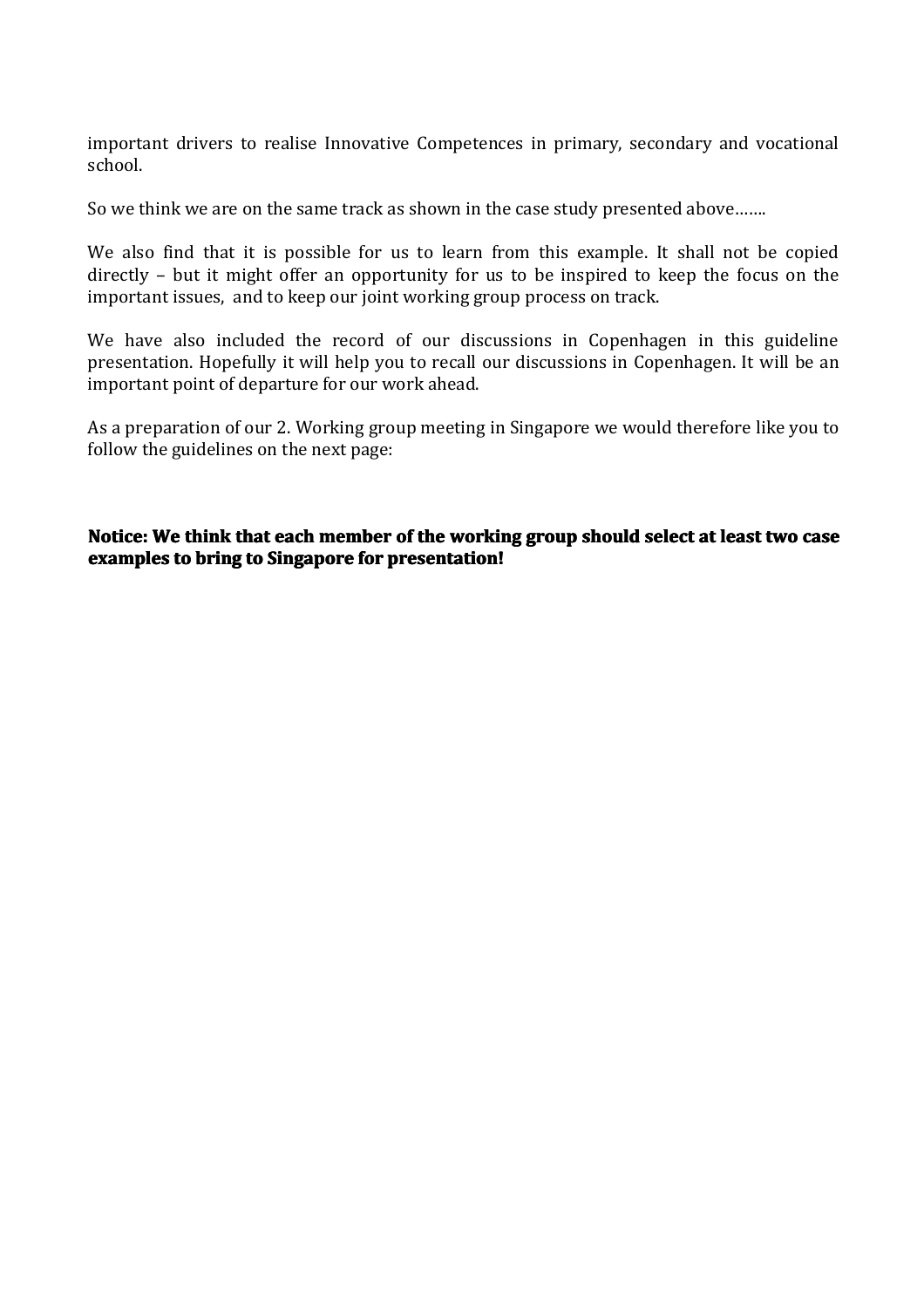important drivers to realise Innovative Competences in primary, secondary and vocational school.

So we think we are on the same track as shown in the case study presented above…….

We also find that it is possible for us to learn from this example. It shall not be copied directly – but it might offer an opportunity for us to be inspired to keep the focus on the important issues, and to keep our joint working group process on track.

We have also included the record of our discussions in Copenhagen in this guideline presentation. Hopefully it will help you to recall our discussions in Copenhagen. It will be an important point of departure for our work ahead.

As a preparation of our 2. Working group meeting in Singapore we would therefore like you to follow the guidelines on the next page:

**Notice: We think that each member of the working group should select at least two case examples to bring to Singapore for presentation!**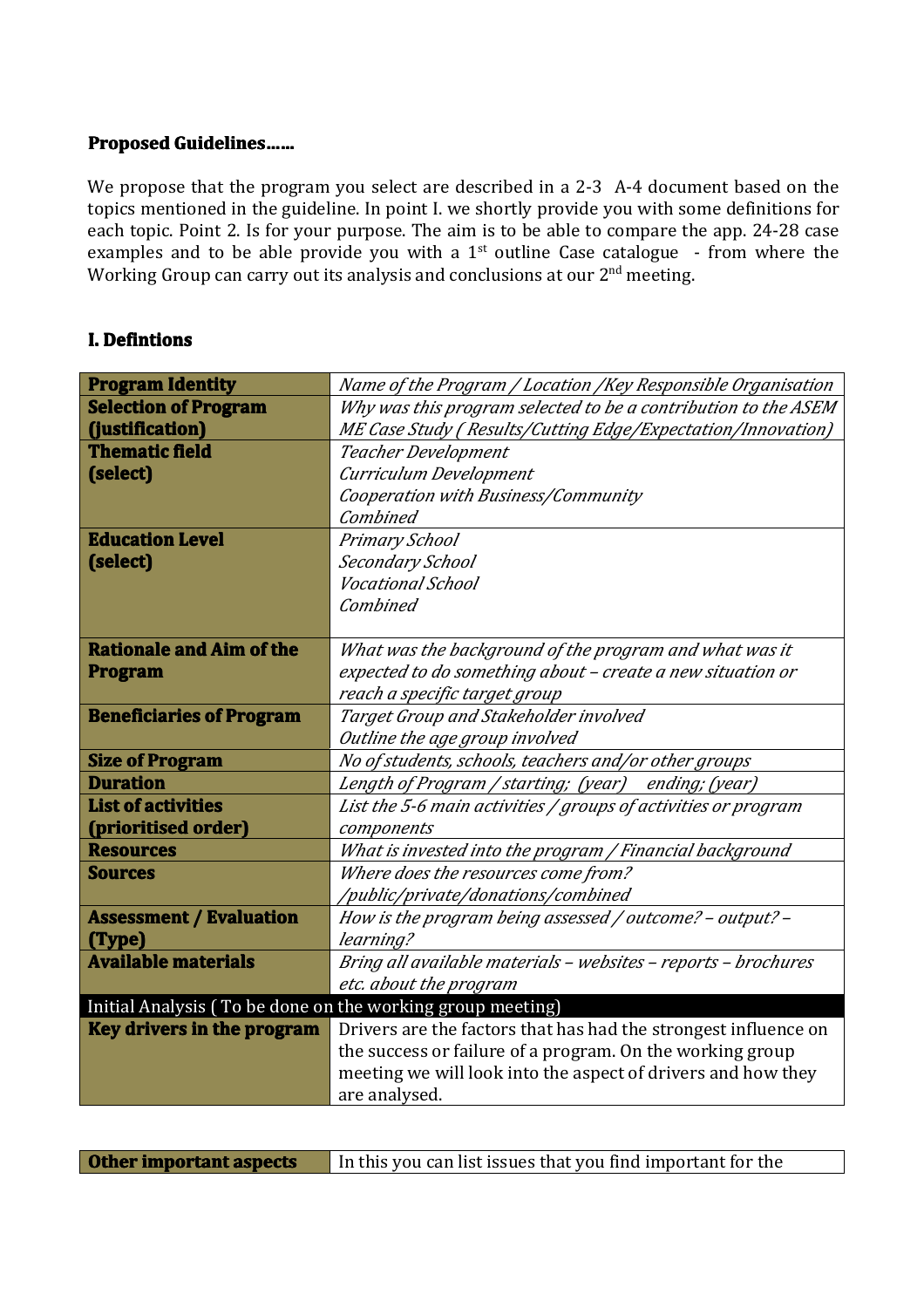**Proposed Guidelines……**

We propose that the program you select are described in a 2-3 A-4 document based on the topics mentioned in the guideline. In point I. we shortly provide you with some definitions for each topic. Point 2. Is for your purpose. The aim is to be able to compare the app. 24-28 case examples and to be able provide you with a 1st outline Case catalogue - from where the Working Group can carry out its analysis and conclusions at our 2nd meeting.

## I. Defintions

| | |
|---|---|
| **Program Identity** | *Name of the Program / Location /Key Responsible Organisation* |
| **Selection of Program (justification)** | *Why was this program selected to be a contribution to the ASEM ME Case Study ( Results/Cutting Edge/Expectation/Innovation)* |
| **Thematic field (select)** | *Teacher Development*<br>*Curriculum Development*<br>*Cooperation with Business/Community*<br>*Combined* |
| **Education Level (select)** | *Primary School*<br>*Secondary School*<br>*Vocational School*<br>*Combined* |
| **Rationale and Aim of the Program** | *What was the background of the program and what was it expected to do something about – create a new situation or reach a specific target group* |
| **Beneficiaries of Program** | *Target Group and Stakeholder involved*<br>*Outline the age group involved* |
| **Size of Program** | *No of students, schools, teachers and/or other groups* |
| **Duration** | *Length of Program / starting; (year) ending; (year)* |
| **List of activities (prioritised order)** | *List the 5-6 main activities / groups of activities or program components* |
| **Resources** | *What is invested into the program / Financial background* |
| **Sources** | *Where does the resources come from? /public/private/donations/combined* |
| **Assessment / Evaluation (Type)** | *How is the program being assessed / outcome? – output? – learning?* |
| **Available materials** | *Bring all available materials – websites – reports – brochures etc. about the program* |
| Initial Analysis ( To be done on the working group meeting) | |
| **Key drivers in the program** | Drivers are the factors that has had the strongest influence on the success or failure of a program. On the working group meeting we will look into the aspect of drivers and how they are analysed. |

| | |
|---|---|
| **Other important aspects** | In this you can list issues that you find important for the |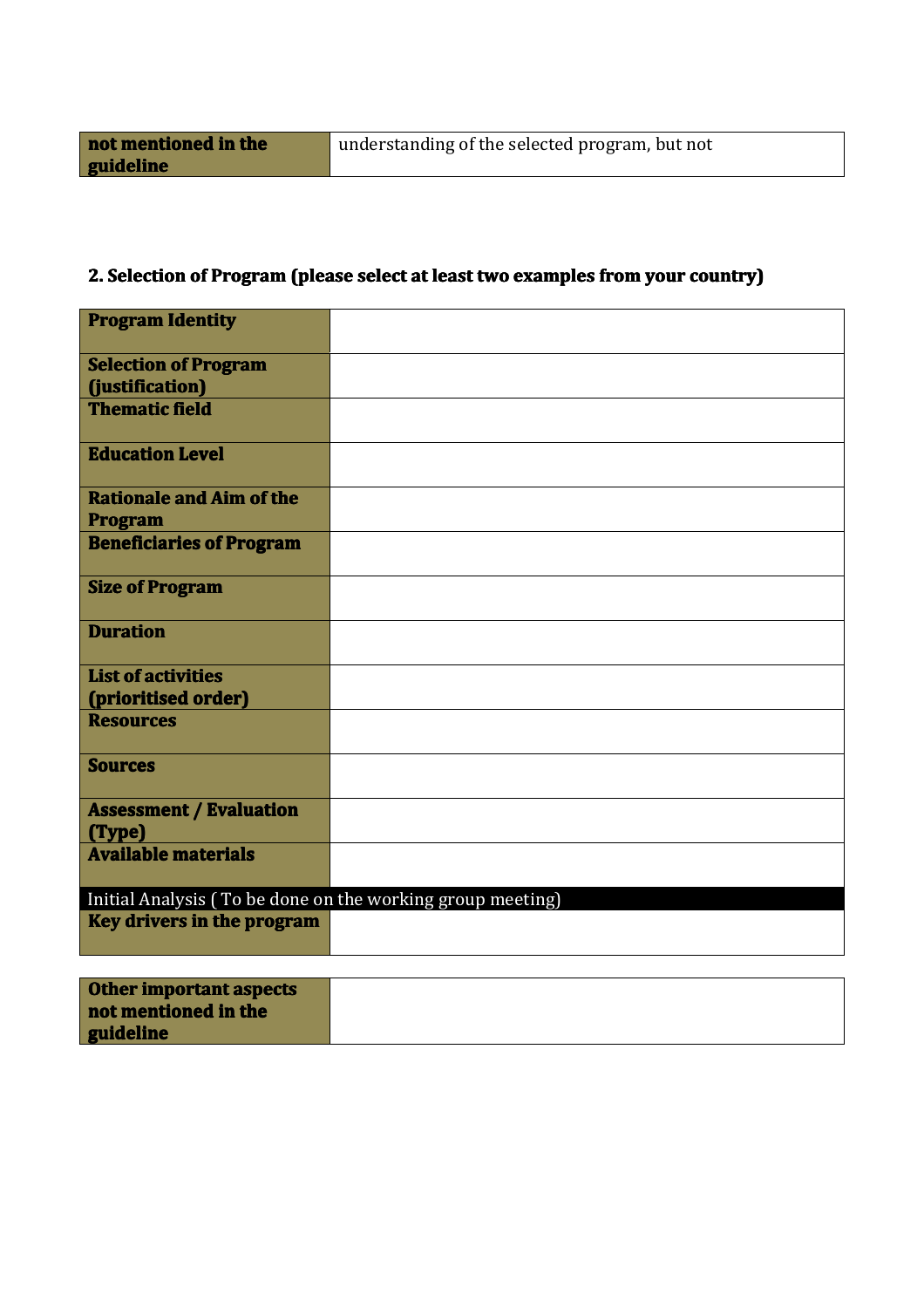| not mentioned in the guideline | understanding of the selected program, but not |
|---|---|

## 2. Selection of Program (please select at least two examples from your country)

| Program Identity | |
|---|---|
| Selection of Program (justification) | |
| Thematic field | |
| Education Level | |
| Rationale and Aim of the Program | |
| Beneficiaries of Program | |
| Size of Program | |
| Duration | |
| List of activities (prioritised order) | |
| Resources | |
| Sources | |
| Assessment / Evaluation (Type) | |
| Available materials | |
| Initial Analysis ( To be done on the working group meeting) | |
| Key drivers in the program | |

| Other important aspects not mentioned in the guideline | |
|---|---|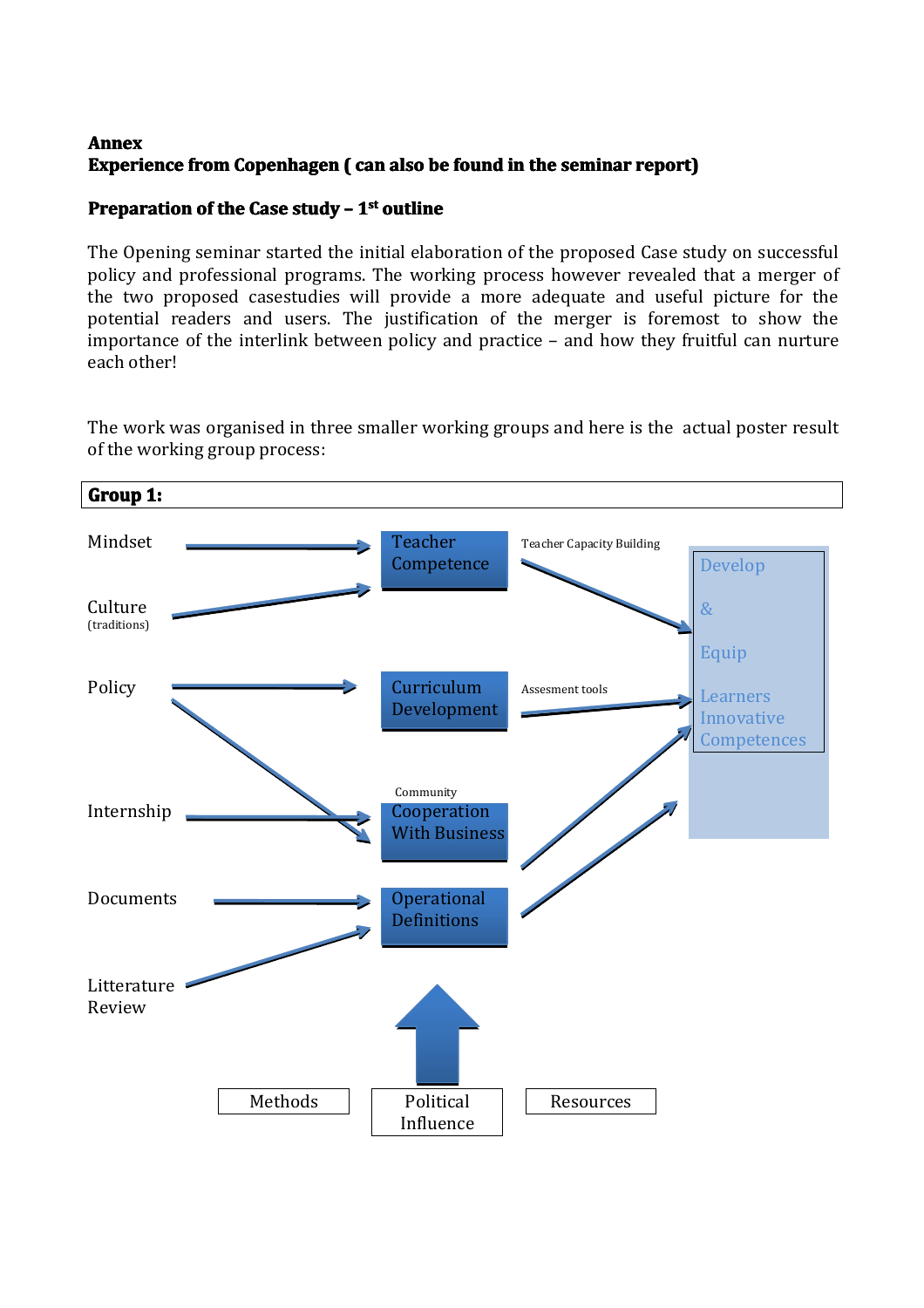**Annex**

**Experience from Copenhagen ( can also be found in the seminar report)**

**Preparation of the Case study – 1st outline**

The Opening seminar started the initial elaboration of the proposed Case study on successful policy and professional programs. The working process however revealed that a merger of the two proposed casestudies will provide a more adequate and useful picture for the potential readers and users. The justification of the merger is foremost to show the importance of the interlink between policy and practice – and how they fruitful can nurture each other!

The work was organised in three smaller working groups and here is the actual poster result of the working group process:

**Group 1:**

Mindset

Culture (traditions)

Policy

Internship

Documents

Litterature Review

Teacher Competence

Curriculum Development

Community Cooperation With Business

Operational Definitions

Teacher Capacity Building

Assesment tools

Develop & Equip Learners Innovative Competences

Methods

Political Influence

Resources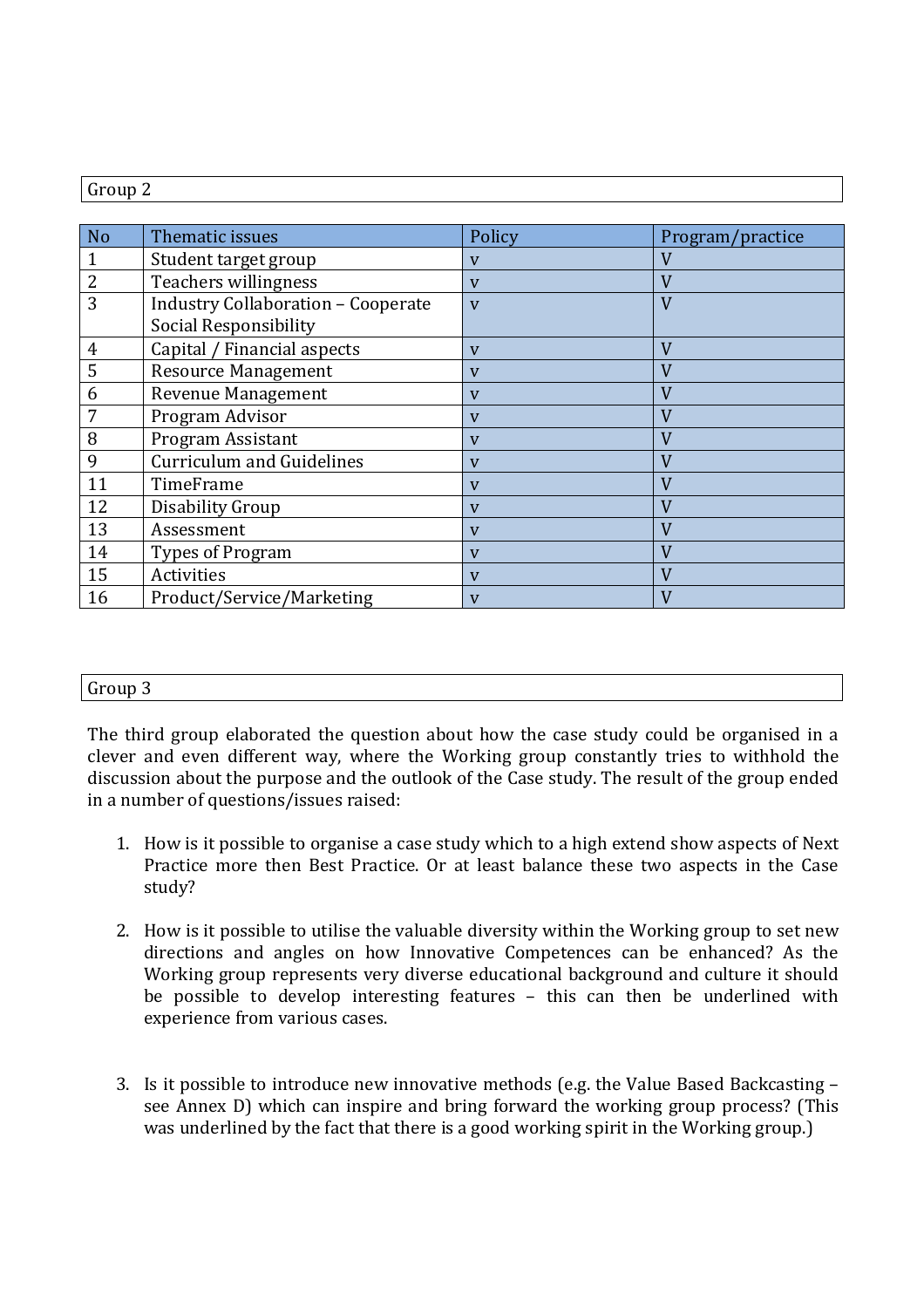Group 2

| No | Thematic issues | Policy | Program/practice |
|---|---|---|---|
| 1 | Student target group | v | V |
| 2 | Teachers willingness | v | V |
| 3 | Industry Collaboration – Cooperate Social Responsibility | v | V |
| 4 | Capital / Financial aspects | v | V |
| 5 | Resource Management | v | V |
| 6 | Revenue Management | v | V |
| 7 | Program Advisor | v | V |
| 8 | Program Assistant | v | V |
| 9 | Curriculum and Guidelines | v | V |
| 11 | TimeFrame | v | V |
| 12 | Disability Group | v | V |
| 13 | Assessment | v | V |
| 14 | Types of Program | v | V |
| 15 | Activities | v | V |
| 16 | Product/Service/Marketing | v | V |

Group 3

The third group elaborated the question about how the case study could be organised in a clever and even different way, where the Working group constantly tries to withhold the discussion about the purpose and the outlook of the Case study. The result of the group ended in a number of questions/issues raised:

1. How is it possible to organise a case study which to a high extend show aspects of Next Practice more then Best Practice. Or at least balance these two aspects in the Case study?

2. How is it possible to utilise the valuable diversity within the Working group to set new directions and angles on how Innovative Competences can be enhanced? As the Working group represents very diverse educational background and culture it should be possible to develop interesting features – this can then be underlined with experience from various cases.

3. Is it possible to introduce new innovative methods (e.g. the Value Based Backcasting – see Annex D) which can inspire and bring forward the working group process? (This was underlined by the fact that there is a good working spirit in the Working group.)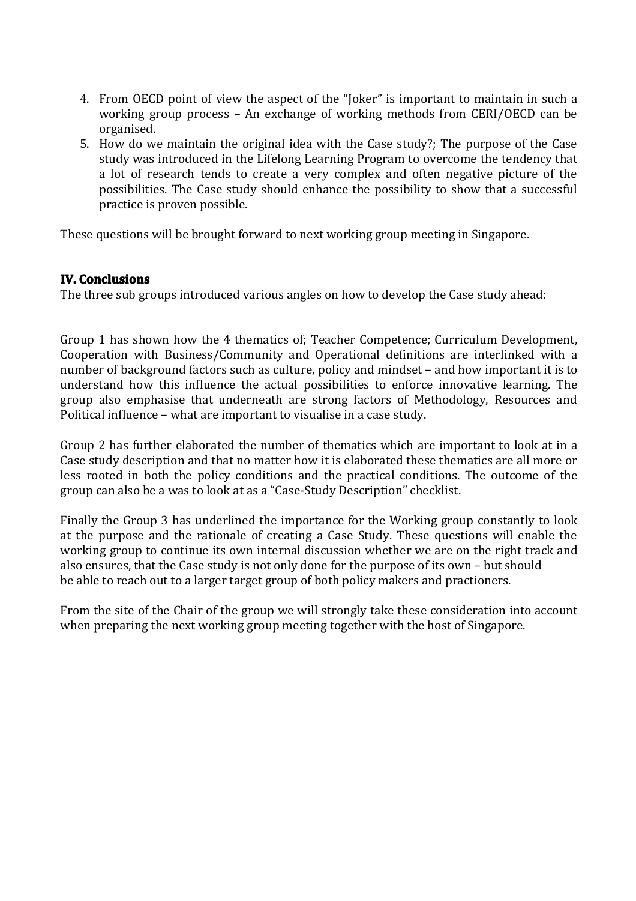4. From OECD point of view the aspect of the "Joker" is important to maintain in such a working group process – An exchange of working methods from CERI/OECD can be organised.
5. How do we maintain the original idea with the Case study?; The purpose of the Case study was introduced in the Lifelong Learning Program to overcome the tendency that a lot of research tends to create a very complex and often negative picture of the possibilities. The Case study should enhance the possibility to show that a successful practice is proven possible.

These questions will be brought forward to next working group meeting in Singapore.

## IV. Conclusions

The three sub groups introduced various angles on how to develop the Case study ahead:

Group 1 has shown how the 4 thematics of; Teacher Competence; Curriculum Development, Cooperation with Business/Community and Operational definitions are interlinked with a number of background factors such as culture, policy and mindset – and how important it is to understand how this influence the actual possibilities to enforce innovative learning. The group also emphasise that underneath are strong factors of Methodology, Resources and Political influence – what are important to visualise in a case study.

Group 2 has further elaborated the number of thematics which are important to look at in a Case study description and that no matter how it is elaborated these thematics are all more or less rooted in both the policy conditions and the practical conditions. The outcome of the group can also be a was to look at as a "Case-Study Description" checklist.

Finally the Group 3 has underlined the importance for the Working group constantly to look at the purpose and the rationale of creating a Case Study. These questions will enable the working group to continue its own internal discussion whether we are on the right track and also ensures, that the Case study is not only done for the purpose of its own – but should be able to reach out to a larger target group of both policy makers and practioners.

From the site of the Chair of the group we will strongly take these consideration into account when preparing the next working group meeting together with the host of Singapore.